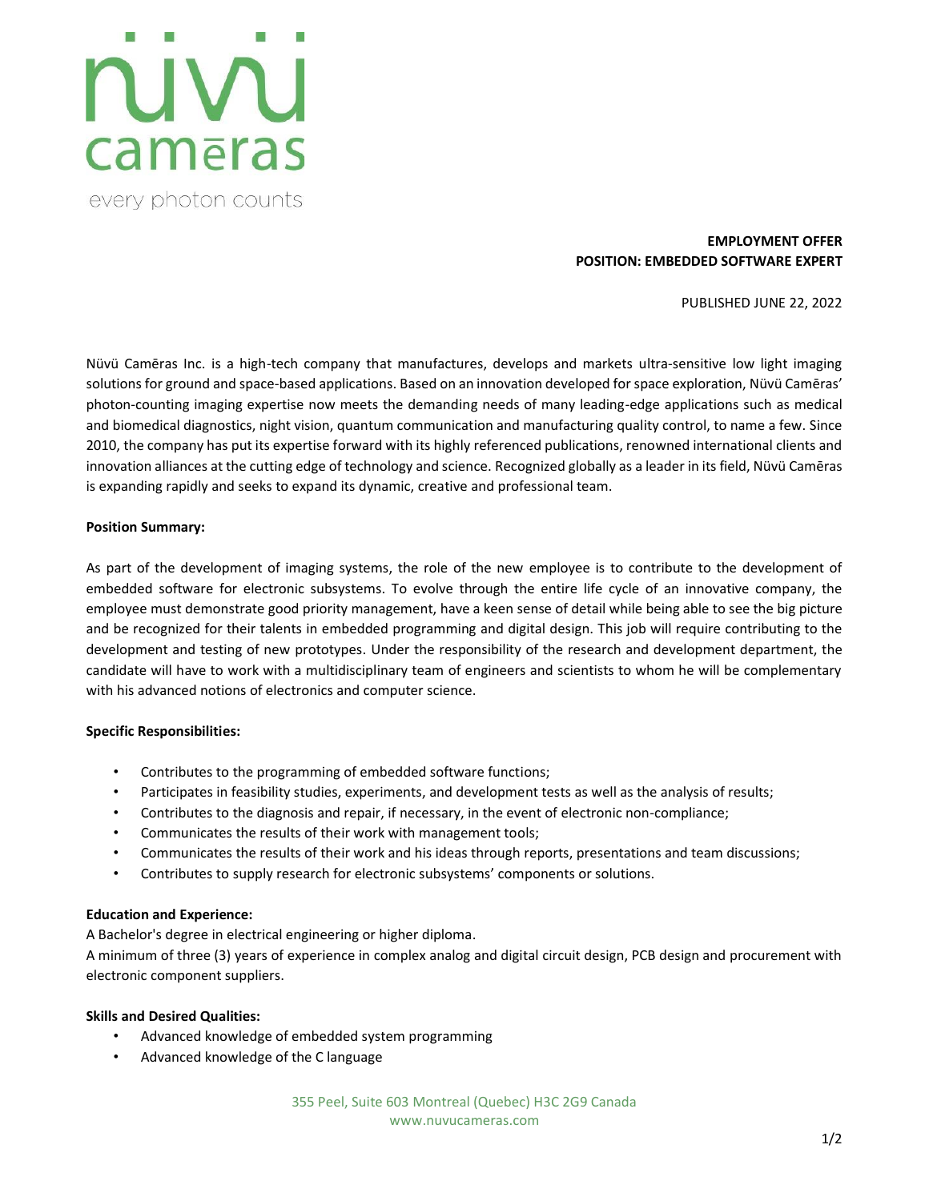nüvü camēras

every photon counts

**EMPLOYMENT OFFER**
**POSITION: EMBEDDED SOFTWARE EXPERT**

PUBLISHED JUNE 22, 2022

Nüvü Camēras Inc. is a high-tech company that manufactures, develops and markets ultra-sensitive low light imaging solutions for ground and space-based applications. Based on an innovation developed for space exploration, Nüvü Camēras' photon-counting imaging expertise now meets the demanding needs of many leading-edge applications such as medical and biomedical diagnostics, night vision, quantum communication and manufacturing quality control, to name a few. Since 2010, the company has put its expertise forward with its highly referenced publications, renowned international clients and innovation alliances at the cutting edge of technology and science. Recognized globally as a leader in its field, Nüvü Camēras is expanding rapidly and seeks to expand its dynamic, creative and professional team.

**Position Summary:**

As part of the development of imaging systems, the role of the new employee is to contribute to the development of embedded software for electronic subsystems. To evolve through the entire life cycle of an innovative company, the employee must demonstrate good priority management, have a keen sense of detail while being able to see the big picture and be recognized for their talents in embedded programming and digital design. This job will require contributing to the development and testing of new prototypes. Under the responsibility of the research and development department, the candidate will have to work with a multidisciplinary team of engineers and scientists to whom he will be complementary with his advanced notions of electronics and computer science.

**Specific Responsibilities:**

- Contributes to the programming of embedded software functions;
- Participates in feasibility studies, experiments, and development tests as well as the analysis of results;
- Contributes to the diagnosis and repair, if necessary, in the event of electronic non-compliance;
- Communicates the results of their work with management tools;
- Communicates the results of their work and his ideas through reports, presentations and team discussions;
- Contributes to supply research for electronic subsystems' components or solutions.

**Education and Experience:**

A Bachelor's degree in electrical engineering or higher diploma.

A minimum of three (3) years of experience in complex analog and digital circuit design, PCB design and procurement with electronic component suppliers.

**Skills and Desired Qualities:**

- Advanced knowledge of embedded system programming
- Advanced knowledge of the C language

355 Peel, Suite 603 Montreal (Quebec) H3C 2G9 Canada
www.nuvucameras.com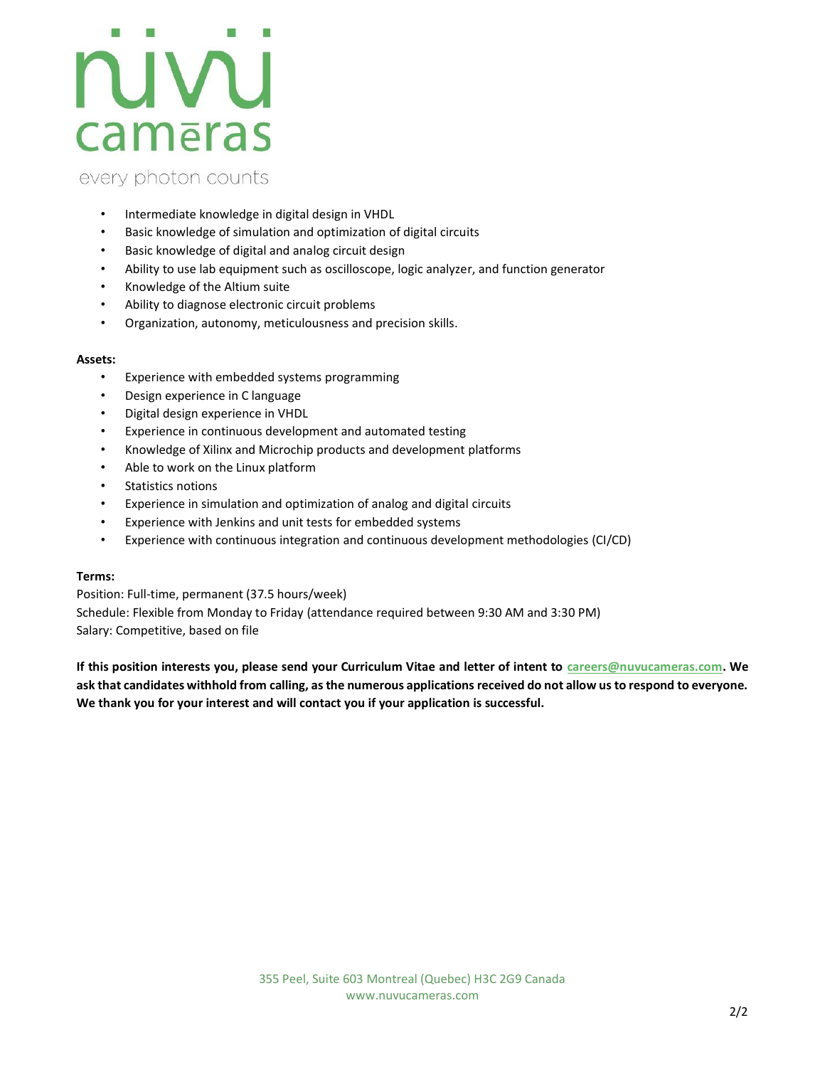- Intermediate knowledge in digital design in VHDL
- Basic knowledge of simulation and optimization of digital circuits
- Basic knowledge of digital and analog circuit design
- Ability to use lab equipment such as oscilloscope, logic analyzer, and function generator
- Knowledge of the Altium suite
- Ability to diagnose electronic circuit problems
- Organization, autonomy, meticulousness and precision skills.

**Assets:**

- Experience with embedded systems programming
- Design experience in C language
- Digital design experience in VHDL
- Experience in continuous development and automated testing
- Knowledge of Xilinx and Microchip products and development platforms
- Able to work on the Linux platform
- Statistics notions
- Experience in simulation and optimization of analog and digital circuits
- Experience with Jenkins and unit tests for embedded systems
- Experience with continuous integration and continuous development methodologies (CI/CD)

**Terms:**

Position: Full-time, permanent (37.5 hours/week)
Schedule: Flexible from Monday to Friday (attendance required between 9:30 AM and 3:30 PM)
Salary: Competitive, based on file

**If this position interests you, please send your Curriculum Vitae and letter of intent to careers@nuvucameras.com. We ask that candidates withhold from calling, as the numerous applications received do not allow us to respond to everyone. We thank you for your interest and will contact you if your application is successful.**